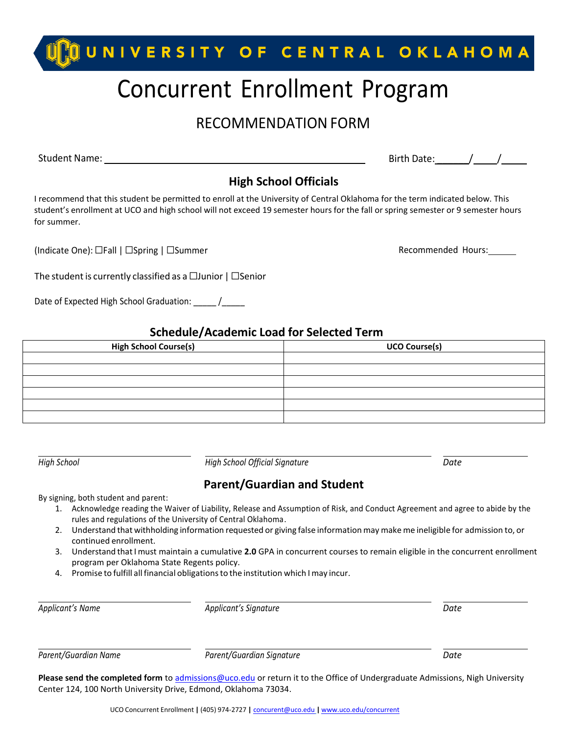# UNIVERSITY OF CENTRAL OKLAHOMA

# Concurrent Enrollment Program

## RECOMMENDATION FORM

Student Name: ______________________________________________ Birth Date: ______/_____/_____

### High School Officials

I recommend that this student be permitted to enroll at the University of Central Oklahoma for the term indicated below. This student's enrollment at UCO and high school will not exceed 19 semester hours for the fall or spring semester or 9 semester hours for summer.

(Indicate One): ☐Fall | ☐Spring | ☐Summer

Recommended Hours: ______

The student is currently classified as a ☐Junior | ☐Senior

Date of Expected High School Graduation: _____ /_____

### Schedule/Academic Load for Selected Term

| High School Course(s) | UCO Course(s) |
|---|---|
| | |
| | |
| | |
| | |
| | |
| | |

_____________________ _____________________________ ______________

*High School* *High School Official Signature* *Date*

### Parent/Guardian and Student

By signing, both student and parent:

1. Acknowledge reading the Waiver of Liability, Release and Assumption of Risk, and Conduct Agreement and agree to abide by the rules and regulations of the University of Central Oklahoma.
2. Understand that withholding information requested or giving false information may make me ineligible for admission to, or continued enrollment.
3. Understand that I must maintain a cumulative **2.0** GPA in concurrent courses to remain eligible in the concurrent enrollment program per Oklahoma State Regents policy.
4. Promise to fulfill all financial obligations to the institution which I may incur.

_____________________ _____________________________ ______________

*Applicant's Name* *Applicant's Signature* *Date*

_____________________ _____________________________ ______________

*Parent/Guardian Name* *Parent/Guardian Signature* *Date*

**Please send the completed form** to admissions@uco.edu or return it to the Office of Undergraduate Admissions, Nigh University Center 124, 100 North University Drive, Edmond, Oklahoma 73034.

UCO Concurrent Enrollment | (405) 974-2727 | concurent@uco.edu | www.uco.edu/concurrent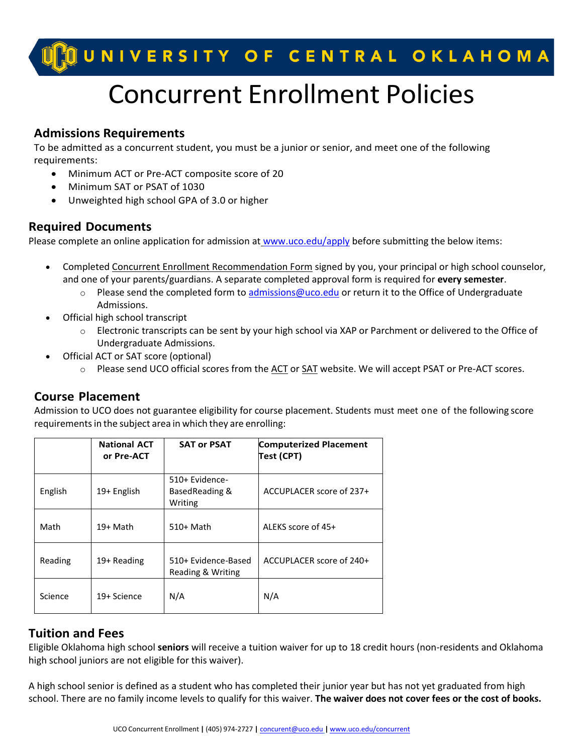# Concurrent Enrollment Policies

## Admissions Requirements

To be admitted as a concurrent student, you must be a junior or senior, and meet one of the following requirements:

- Minimum ACT or Pre-ACT composite score of 20
- Minimum SAT or PSAT of 1030
- Unweighted high school GPA of 3.0 or higher

## Required Documents

Please complete an online application for admission at www.uco.edu/apply before submitting the below items:

- Completed Concurrent Enrollment Recommendation Form signed by you, your principal or high school counselor, and one of your parents/guardians. A separate completed approval form is required for **every semester**.
  - Please send the completed form to admissions@uco.edu or return it to the Office of Undergraduate Admissions.
- Official high school transcript
  - Electronic transcripts can be sent by your high school via XAP or Parchment or delivered to the Office of Undergraduate Admissions.
- Official ACT or SAT score (optional)
  - Please send UCO official scores from the ACT or SAT website. We will accept PSAT or Pre-ACT scores.

## Course Placement

Admission to UCO does not guarantee eligibility for course placement. Students must meet one of the following score requirements in the subject area in which they are enrolling:

| | National ACT or Pre-ACT | SAT or PSAT | Computerized Placement Test (CPT) |
|---|---|---|---|
| English | 19+ English | 510+ Evidence-BasedReading & Writing | ACCUPLACER score of 237+ |
| Math | 19+ Math | 510+ Math | ALEKS score of 45+ |
| Reading | 19+ Reading | 510+ Evidence-Based Reading & Writing | ACCUPLACER score of 240+ |
| Science | 19+ Science | N/A | N/A |

## Tuition and Fees

Eligible Oklahoma high school **seniors** will receive a tuition waiver for up to 18 credit hours (non-residents and Oklahoma high school juniors are not eligible for this waiver).

A high school senior is defined as a student who has completed their junior year but has not yet graduated from high school. There are no family income levels to qualify for this waiver. **The waiver does not cover fees or the cost of books.**

UCO Concurrent Enrollment | (405) 974-2727 | concurrent@uco.edu | www.uco.edu/concurrent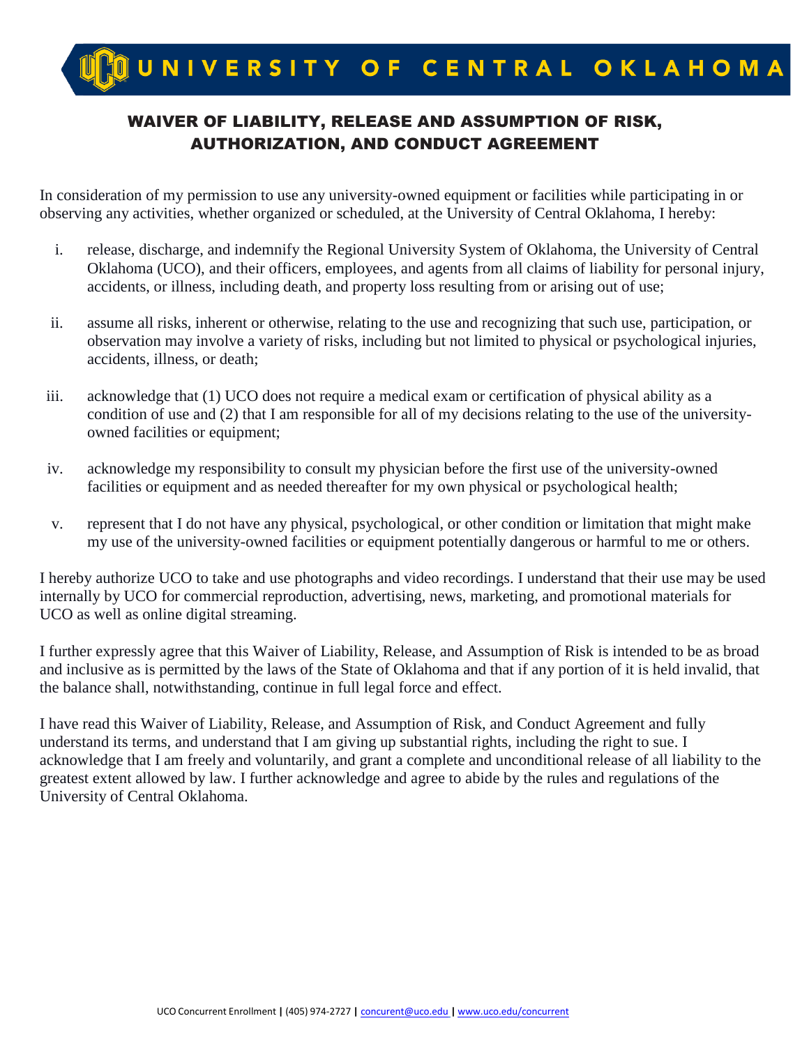UNIVERSITY OF CENTRAL OKLAHOMA

## WAIVER OF LIABILITY, RELEASE AND ASSUMPTION OF RISK, AUTHORIZATION, AND CONDUCT AGREEMENT

In consideration of my permission to use any university-owned equipment or facilities while participating in or observing any activities, whether organized or scheduled, at the University of Central Oklahoma, I hereby:

i. release, discharge, and indemnify the Regional University System of Oklahoma, the University of Central Oklahoma (UCO), and their officers, employees, and agents from all claims of liability for personal injury, accidents, or illness, including death, and property loss resulting from or arising out of use;

ii. assume all risks, inherent or otherwise, relating to the use and recognizing that such use, participation, or observation may involve a variety of risks, including but not limited to physical or psychological injuries, accidents, illness, or death;

iii. acknowledge that (1) UCO does not require a medical exam or certification of physical ability as a condition of use and (2) that I am responsible for all of my decisions relating to the use of the university-owned facilities or equipment;

iv. acknowledge my responsibility to consult my physician before the first use of the university-owned facilities or equipment and as needed thereafter for my own physical or psychological health;

v. represent that I do not have any physical, psychological, or other condition or limitation that might make my use of the university-owned facilities or equipment potentially dangerous or harmful to me or others.

I hereby authorize UCO to take and use photographs and video recordings. I understand that their use may be used internally by UCO for commercial reproduction, advertising, news, marketing, and promotional materials for UCO as well as online digital streaming.

I further expressly agree that this Waiver of Liability, Release, and Assumption of Risk is intended to be as broad and inclusive as is permitted by the laws of the State of Oklahoma and that if any portion of it is held invalid, that the balance shall, notwithstanding, continue in full legal force and effect.

I have read this Waiver of Liability, Release, and Assumption of Risk, and Conduct Agreement and fully understand its terms, and understand that I am giving up substantial rights, including the right to sue. I acknowledge that I am freely and voluntarily, and grant a complete and unconditional release of all liability to the greatest extent allowed by law. I further acknowledge and agree to abide by the rules and regulations of the University of Central Oklahoma.

UCO Concurrent Enrollment | (405) 974-2727 | concurent@uco.edu | www.uco.edu/concurrent